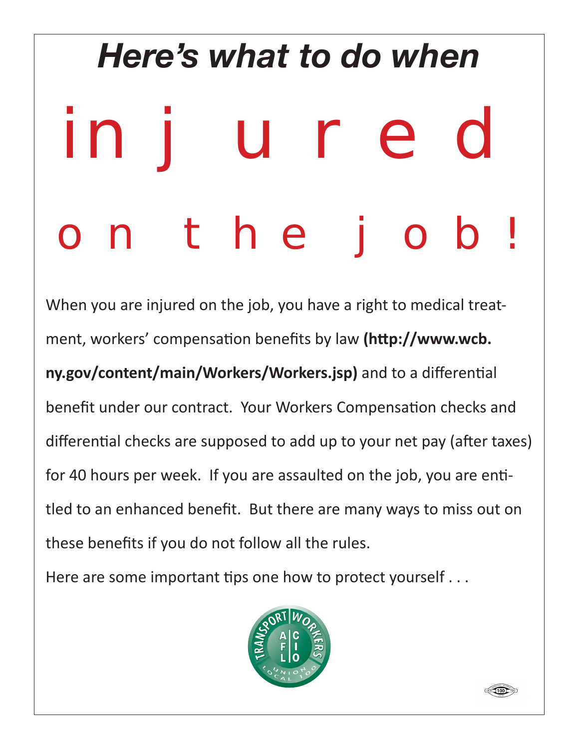# *Here's what to do when*

# injured

# on the job!

When you are injured on the job, you have a right to medical treatment, workers' compensation benefits by law **(http://www.wcb.ny.gov/content/main/Workers/Workers.jsp)** and to a differential benefit under our contract. Your Workers Compensation checks and differential checks are supposed to add up to your net pay (after taxes) for 40 hours per week. If you are assaulted on the job, you are entitled to an enhanced benefit. But there are many ways to miss out on these benefits if you do not follow all the rules.

Here are some important tips one how to protect yourself . . .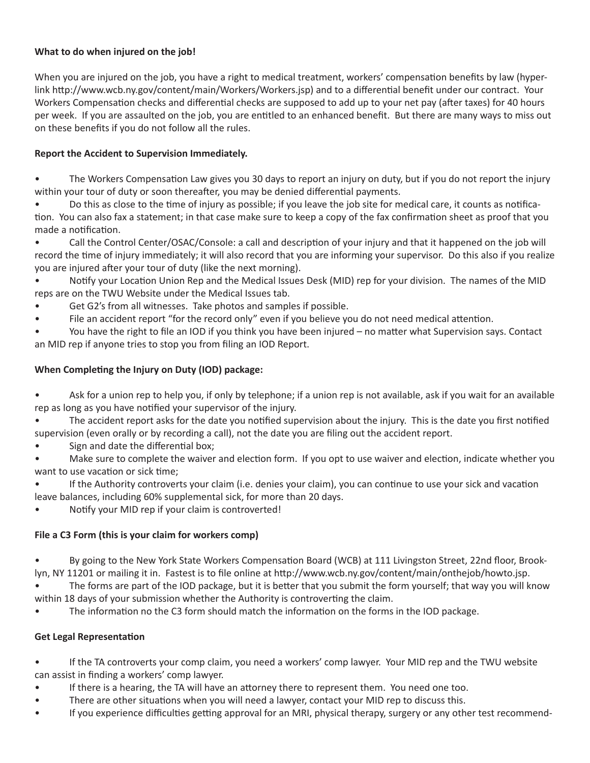**What to do when injured on the job!**

When you are injured on the job, you have a right to medical treatment, workers' compensation benefits by law (hyperlink http://www.wcb.ny.gov/content/main/Workers/Workers.jsp) and to a differential benefit under our contract. Your Workers Compensation checks and differential checks are supposed to add up to your net pay (after taxes) for 40 hours per week. If you are assaulted on the job, you are entitled to an enhanced benefit. But there are many ways to miss out on these benefits if you do not follow all the rules.

**Report the Accident to Supervision Immediately.**

- The Workers Compensation Law gives you 30 days to report an injury on duty, but if you do not report the injury within your tour of duty or soon thereafter, you may be denied differential payments.
- Do this as close to the time of injury as possible; if you leave the job site for medical care, it counts as notification. You can also fax a statement; in that case make sure to keep a copy of the fax confirmation sheet as proof that you made a notification.
- Call the Control Center/OSAC/Console: a call and description of your injury and that it happened on the job will record the time of injury immediately; it will also record that you are informing your supervisor. Do this also if you realize you are injured after your tour of duty (like the next morning).
- Notify your Location Union Rep and the Medical Issues Desk (MID) rep for your division. The names of the MID reps are on the TWU Website under the Medical Issues tab.
- Get G2's from all witnesses. Take photos and samples if possible.
- File an accident report "for the record only" even if you believe you do not need medical attention.
- You have the right to file an IOD if you think you have been injured – no matter what Supervision says. Contact an MID rep if anyone tries to stop you from filing an IOD Report.

**When Completing the Injury on Duty (IOD) package:**

- Ask for a union rep to help you, if only by telephone; if a union rep is not available, ask if you wait for an available rep as long as you have notified your supervisor of the injury.
- The accident report asks for the date you notified supervision about the injury. This is the date you first notified supervision (even orally or by recording a call), not the date you are filing out the accident report.
- Sign and date the differential box;
- Make sure to complete the waiver and election form. If you opt to use waiver and election, indicate whether you want to use vacation or sick time;
- If the Authority controverts your claim (i.e. denies your claim), you can continue to use your sick and vacation leave balances, including 60% supplemental sick, for more than 20 days.
- Notify your MID rep if your claim is controverted!

**File a C3 Form (this is your claim for workers comp)**

- By going to the New York State Workers Compensation Board (WCB) at 111 Livingston Street, 22nd floor, Brooklyn, NY 11201 or mailing it in. Fastest is to file online at http://www.wcb.ny.gov/content/main/onthejob/howto.jsp.
- The forms are part of the IOD package, but it is better that you submit the form yourself; that way you will know within 18 days of your submission whether the Authority is controverting the claim.
- The information no the C3 form should match the information on the forms in the IOD package.

**Get Legal Representation**

- If the TA controverts your comp claim, you need a workers' comp lawyer. Your MID rep and the TWU website can assist in finding a workers' comp lawyer.
- If there is a hearing, the TA will have an attorney there to represent them. You need one too.
- There are other situations when you will need a lawyer, contact your MID rep to discuss this.
- If you experience difficulties getting approval for an MRI, physical therapy, surgery or any other test recommend-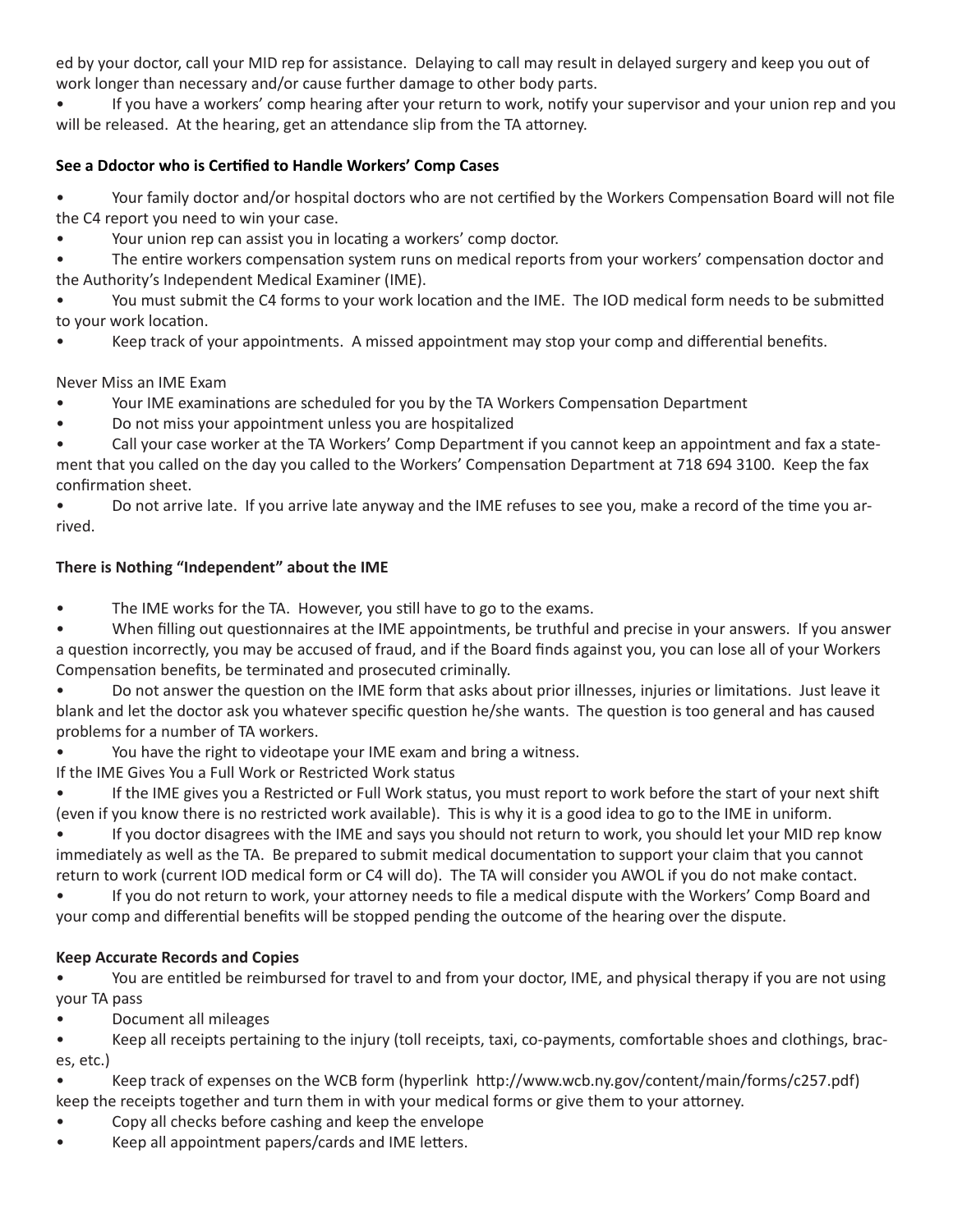ed by your doctor, call your MID rep for assistance. Delaying to call may result in delayed surgery and keep you out of work longer than necessary and/or cause further damage to other body parts.

- If you have a workers' comp hearing after your return to work, notify your supervisor and your union rep and you will be released. At the hearing, get an attendance slip from the TA attorney.

**See a Ddoctor who is Certified to Handle Workers' Comp Cases**

- Your family doctor and/or hospital doctors who are not certified by the Workers Compensation Board will not file the C4 report you need to win your case.
- Your union rep can assist you in locating a workers' comp doctor.
- The entire workers compensation system runs on medical reports from your workers' compensation doctor and the Authority's Independent Medical Examiner (IME).
- You must submit the C4 forms to your work location and the IME. The IOD medical form needs to be submitted to your work location.
- Keep track of your appointments. A missed appointment may stop your comp and differential benefits.

Never Miss an IME Exam

- Your IME examinations are scheduled for you by the TA Workers Compensation Department
- Do not miss your appointment unless you are hospitalized
- Call your case worker at the TA Workers' Comp Department if you cannot keep an appointment and fax a statement that you called on the day you called to the Workers' Compensation Department at 718 694 3100. Keep the fax confirmation sheet.
- Do not arrive late. If you arrive late anyway and the IME refuses to see you, make a record of the time you arrived.

**There is Nothing "Independent" about the IME**

- The IME works for the TA. However, you still have to go to the exams.
- When filling out questionnaires at the IME appointments, be truthful and precise in your answers. If you answer a question incorrectly, you may be accused of fraud, and if the Board finds against you, you can lose all of your Workers Compensation benefits, be terminated and prosecuted criminally.
- Do not answer the question on the IME form that asks about prior illnesses, injuries or limitations. Just leave it blank and let the doctor ask you whatever specific question he/she wants. The question is too general and has caused problems for a number of TA workers.
- You have the right to videotape your IME exam and bring a witness.

If the IME Gives You a Full Work or Restricted Work status

- If the IME gives you a Restricted or Full Work status, you must report to work before the start of your next shift (even if you know there is no restricted work available). This is why it is a good idea to go to the IME in uniform.
- If you doctor disagrees with the IME and says you should not return to work, you should let your MID rep know immediately as well as the TA. Be prepared to submit medical documentation to support your claim that you cannot return to work (current IOD medical form or C4 will do). The TA will consider you AWOL if you do not make contact.
- If you do not return to work, your attorney needs to file a medical dispute with the Workers' Comp Board and your comp and differential benefits will be stopped pending the outcome of the hearing over the dispute.

**Keep Accurate Records and Copies**

- You are entitled be reimbursed for travel to and from your doctor, IME, and physical therapy if you are not using your TA pass
- Document all mileages
- Keep all receipts pertaining to the injury (toll receipts, taxi, co-payments, comfortable shoes and clothings, braces, etc.)
- Keep track of expenses on the WCB form (hyperlink http://www.wcb.ny.gov/content/main/forms/c257.pdf) keep the receipts together and turn them in with your medical forms or give them to your attorney.
- Copy all checks before cashing and keep the envelope
- Keep all appointment papers/cards and IME letters.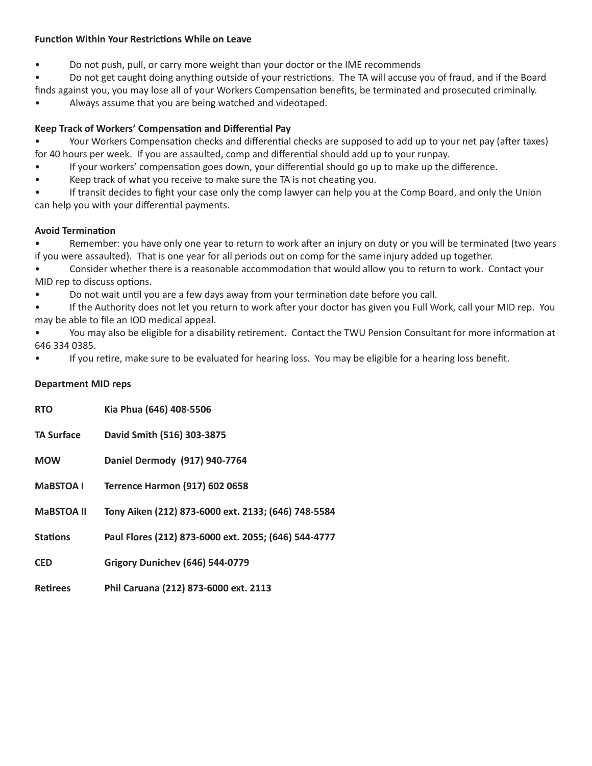**Function Within Your Restrictions While on Leave**

- Do not push, pull, or carry more weight than your doctor or the IME recommends
- Do not get caught doing anything outside of your restrictions. The TA will accuse you of fraud, and if the Board finds against you, you may lose all of your Workers Compensation benefits, be terminated and prosecuted criminally.
- Always assume that you are being watched and videotaped.

**Keep Track of Workers' Compensation and Differential Pay**

- Your Workers Compensation checks and differential checks are supposed to add up to your net pay (after taxes) for 40 hours per week. If you are assaulted, comp and differential should add up to your runpay.
- If your workers' compensation goes down, your differential should go up to make up the difference.
- Keep track of what you receive to make sure the TA is not cheating you.
- If transit decides to fight your case only the comp lawyer can help you at the Comp Board, and only the Union can help you with your differential payments.

**Avoid Termination**

- Remember: you have only one year to return to work after an injury on duty or you will be terminated (two years if you were assaulted). That is one year for all periods out on comp for the same injury added up together.
- Consider whether there is a reasonable accommodation that would allow you to return to work. Contact your MID rep to discuss options.
- Do not wait until you are a few days away from your termination date before you call.
- If the Authority does not let you return to work after your doctor has given you Full Work, call your MID rep. You may be able to file an IOD medical appeal.
- You may also be eligible for a disability retirement. Contact the TWU Pension Consultant for more information at 646 334 0385.
- If you retire, make sure to be evaluated for hearing loss. You may be eligible for a hearing loss benefit.

**Department MID reps**

| | |
|---|---|
| **RTO** | **Kia Phua (646) 408-5506** |
| **TA Surface** | **David Smith (516) 303-3875** |
| **MOW** | **Daniel Dermody (917) 940-7764** |
| **MaBSTOA I** | **Terrence Harmon (917) 602 0658** |
| **MaBSTOA II** | **Tony Aiken (212) 873-6000 ext. 2133; (646) 748-5584** |
| **Stations** | **Paul Flores (212) 873-6000 ext. 2055; (646) 544-4777** |
| **CED** | **Grigory Dunichev (646) 544-0779** |
| **Retirees** | **Phil Caruana (212) 873-6000 ext. 2113** |